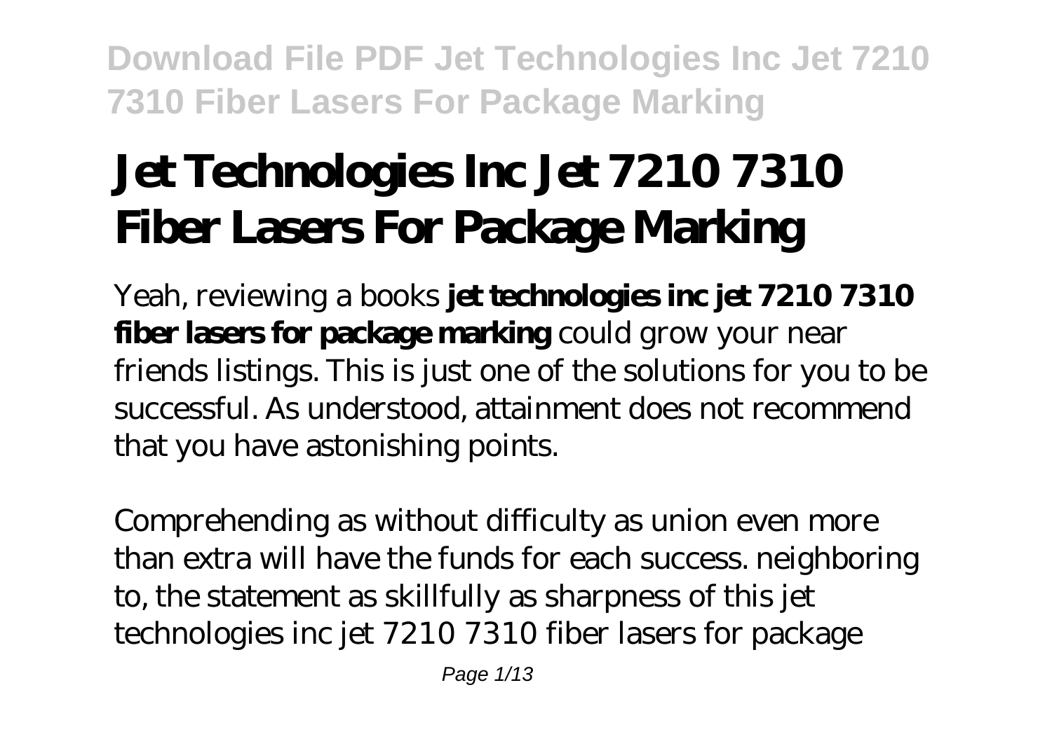# Jet Technologies Inc Jet 7210 7310 Fiber Lasers For Package Marking

Yeah, reviewing a books **jet technologies inc jet 7210 7310 fiber lasers for package marking** could grow your near friends listings. This is just one of the solutions for you to be successful. As understood, attainment does not recommend that you have astonishing points.

Comprehending as without difficulty as union even more than extra will have the funds for each success. neighboring to, the statement as skillfully as sharpness of this jet technologies inc jet 7210 7310 fiber lasers for package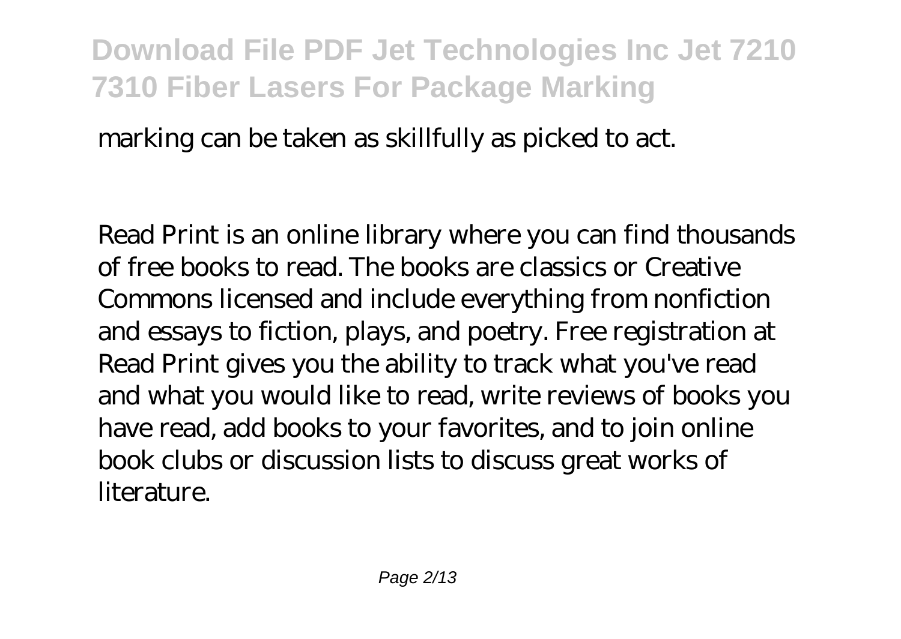marking can be taken as skillfully as picked to act.

Read Print is an online library where you can find thousands of free books to read. The books are classics or Creative Commons licensed and include everything from nonfiction and essays to fiction, plays, and poetry. Free registration at Read Print gives you the ability to track what you've read and what you would like to read, write reviews of books you have read, add books to your favorites, and to join online book clubs or discussion lists to discuss great works of literature.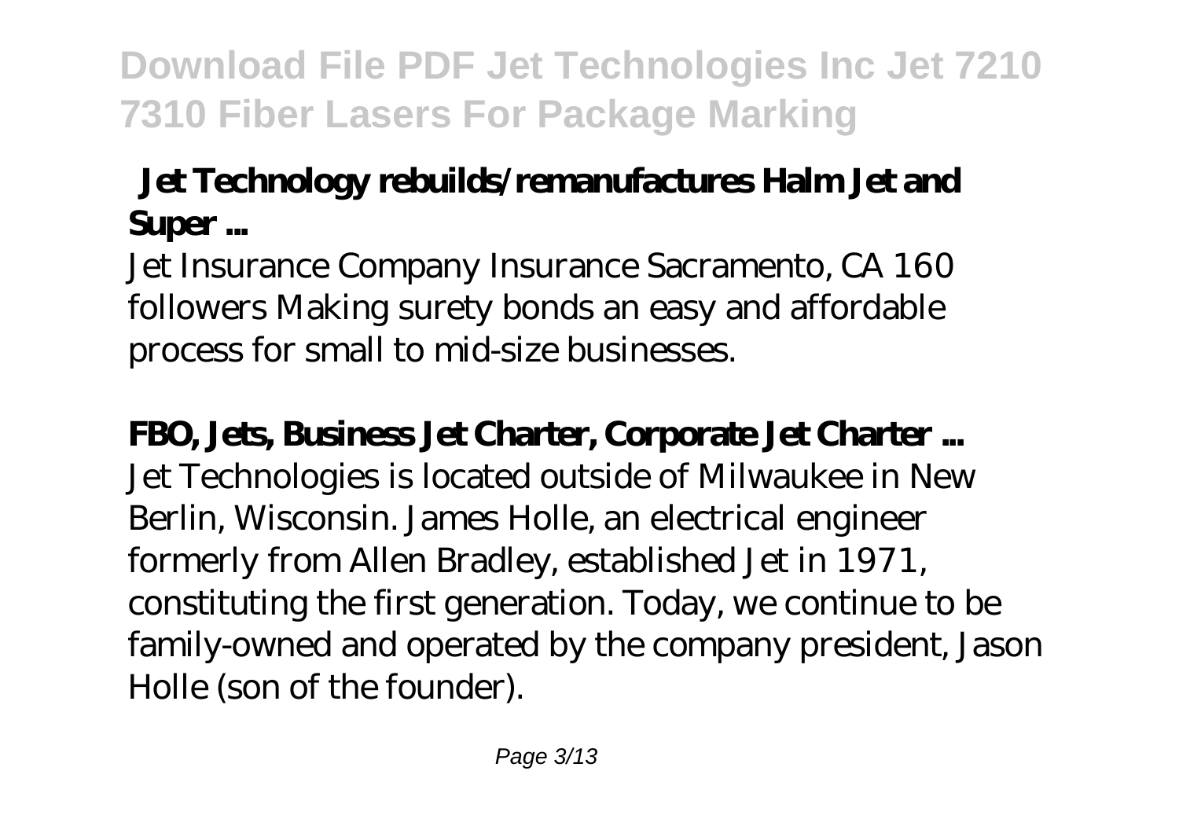## Jet Technology rebuilds/remanufactures Halm Jet and Super ...

Jet Insurance Company Insurance Sacramento, CA 160 followers Making surety bonds an easy and affordable process for small to mid-size businesses.

## FBO, Jets, Business Jet Charter, Corporate Jet Charter ...

Jet Technologies is located outside of Milwaukee in New Berlin, Wisconsin. James Holle, an electrical engineer formerly from Allen Bradley, established Jet in 1971, constituting the first generation. Today, we continue to be family-owned and operated by the company president, Jason Holle (son of the founder).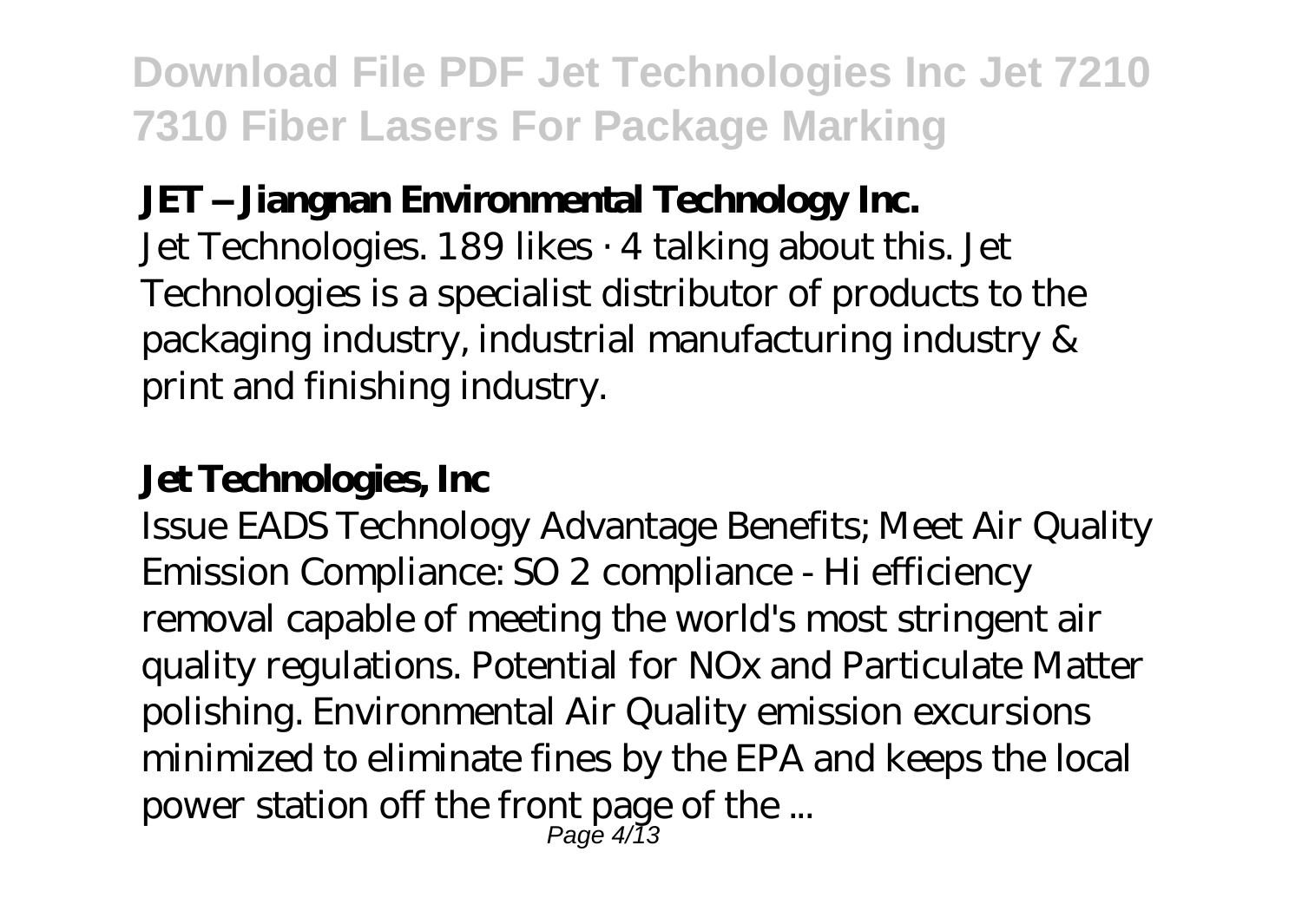**JET – Jiangnan Environmental Technology Inc.**

Jet Technologies. 189 likes · 4 talking about this. Jet Technologies is a specialist distributor of products to the packaging industry, industrial manufacturing industry & print and finishing industry.

**Jet Technologies, Inc**

Issue EADS Technology Advantage Benefits; Meet Air Quality Emission Compliance: SO 2 compliance - Hi efficiency removal capable of meeting the world's most stringent air quality regulations. Potential for NOx and Particulate Matter polishing. Environmental Air Quality emission excursions minimized to eliminate fines by the EPA and keeps the local power station off the front page of the ...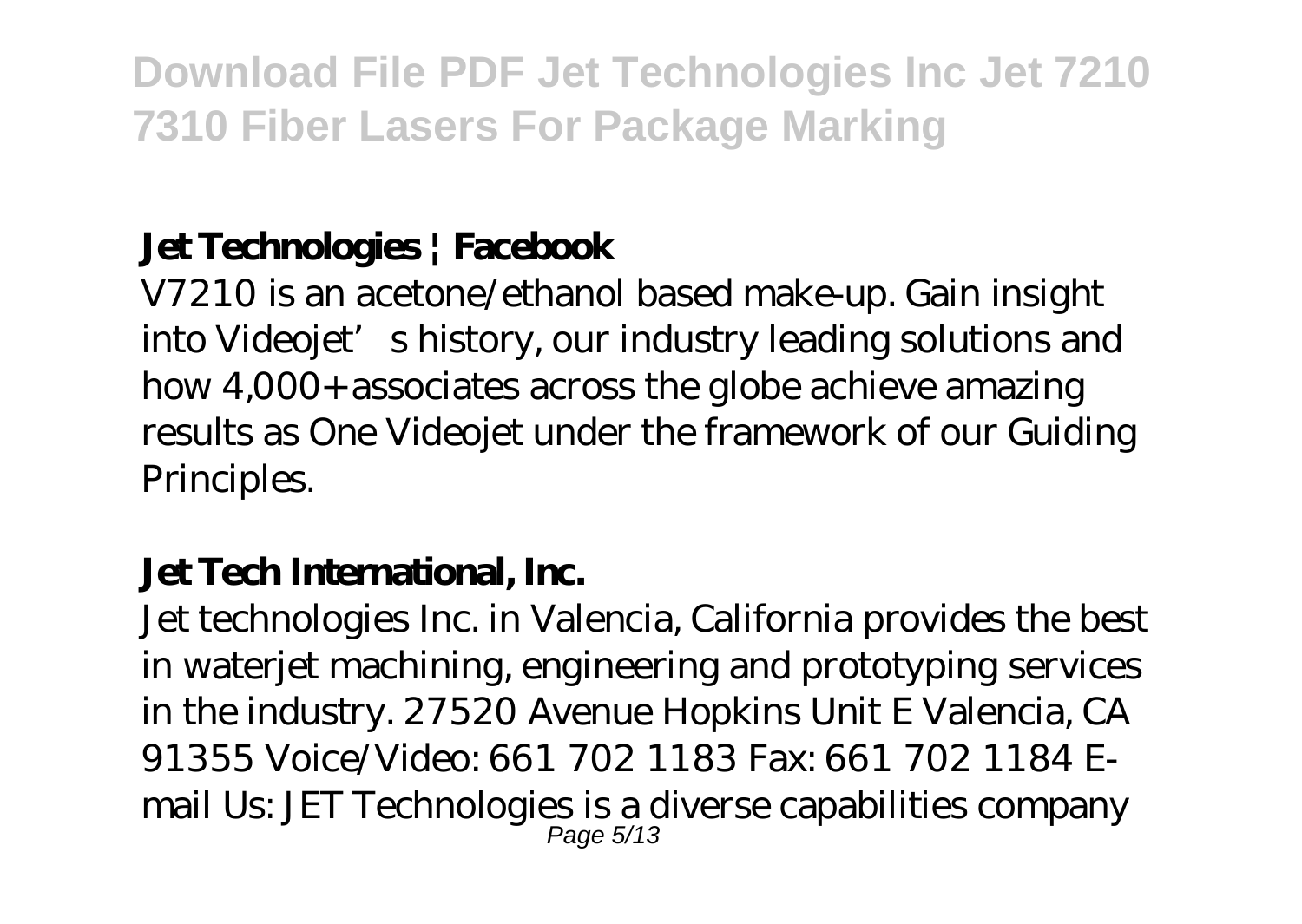## Jet Technologies | Facebook

V7210 is an acetone/ethanol based make-up. Gain insight into Videojet's history, our industry leading solutions and how 4,000+ associates across the globe achieve amazing results as One Videojet under the framework of our Guiding Principles.

## Jet Tech International, Inc.

Jet technologies Inc. in Valencia, California provides the best in waterjet machining, engineering and prototyping services in the industry. 27520 Avenue Hopkins Unit E Valencia, CA 91355 Voice/Video: 661 702 1183 Fax: 661 702 1184 E-mail Us: JET Technologies is a diverse capabilities company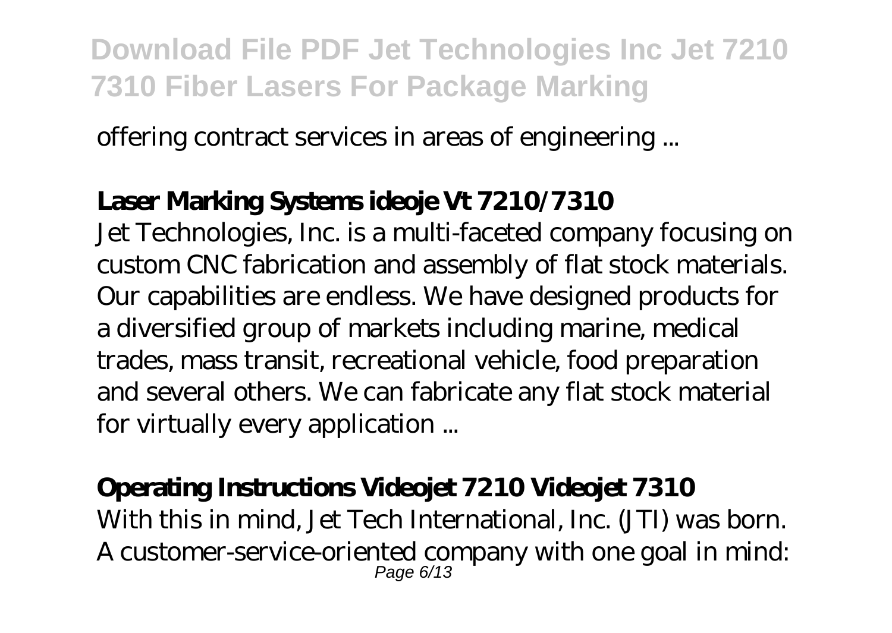offering contract services in areas of engineering ...

**Laser Marking Systems ideoje Vt 7210/7310**

Jet Technologies, Inc. is a multi-faceted company focusing on custom CNC fabrication and assembly of flat stock materials. Our capabilities are endless. We have designed products for a diversified group of markets including marine, medical trades, mass transit, recreational vehicle, food preparation and several others. We can fabricate any flat stock material for virtually every application ...

**Operating Instructions Videojet 7210 Videojet 7310**

With this in mind, Jet Tech International, Inc. (JTI) was born. A customer-service-oriented company with one goal in mind: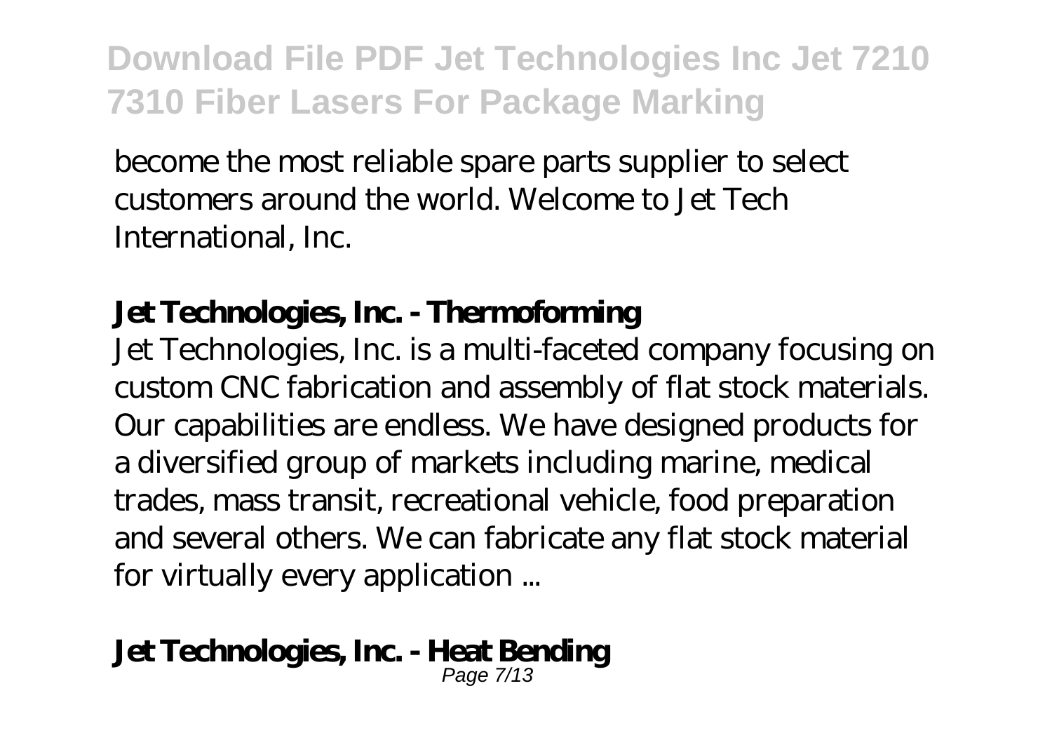become the most reliable spare parts supplier to select customers around the world. Welcome to Jet Tech International, Inc.

**Jet Technologies, Inc. - Thermoforming**

Jet Technologies, Inc. is a multi-faceted company focusing on custom CNC fabrication and assembly of flat stock materials. Our capabilities are endless. We have designed products for a diversified group of markets including marine, medical trades, mass transit, recreational vehicle, food preparation and several others. We can fabricate any flat stock material for virtually every application ...

**Jet Technologies, Inc. - Heat Bending**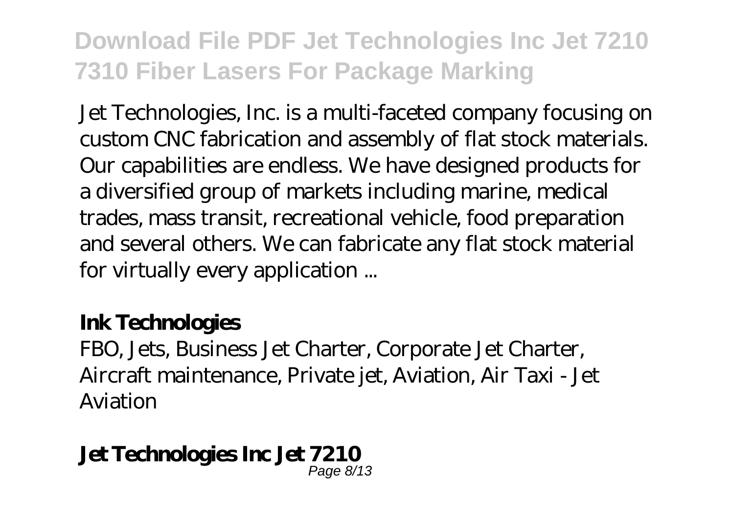Jet Technologies, Inc. is a multi-faceted company focusing on custom CNC fabrication and assembly of flat stock materials. Our capabilities are endless. We have designed products for a diversified group of markets including marine, medical trades, mass transit, recreational vehicle, food preparation and several others. We can fabricate any flat stock material for virtually every application ...

**Ink Technologies**

FBO, Jets, Business Jet Charter, Corporate Jet Charter, Aircraft maintenance, Private jet, Aviation, Air Taxi - Jet Aviation

**Jet Technologies Inc Jet 7210**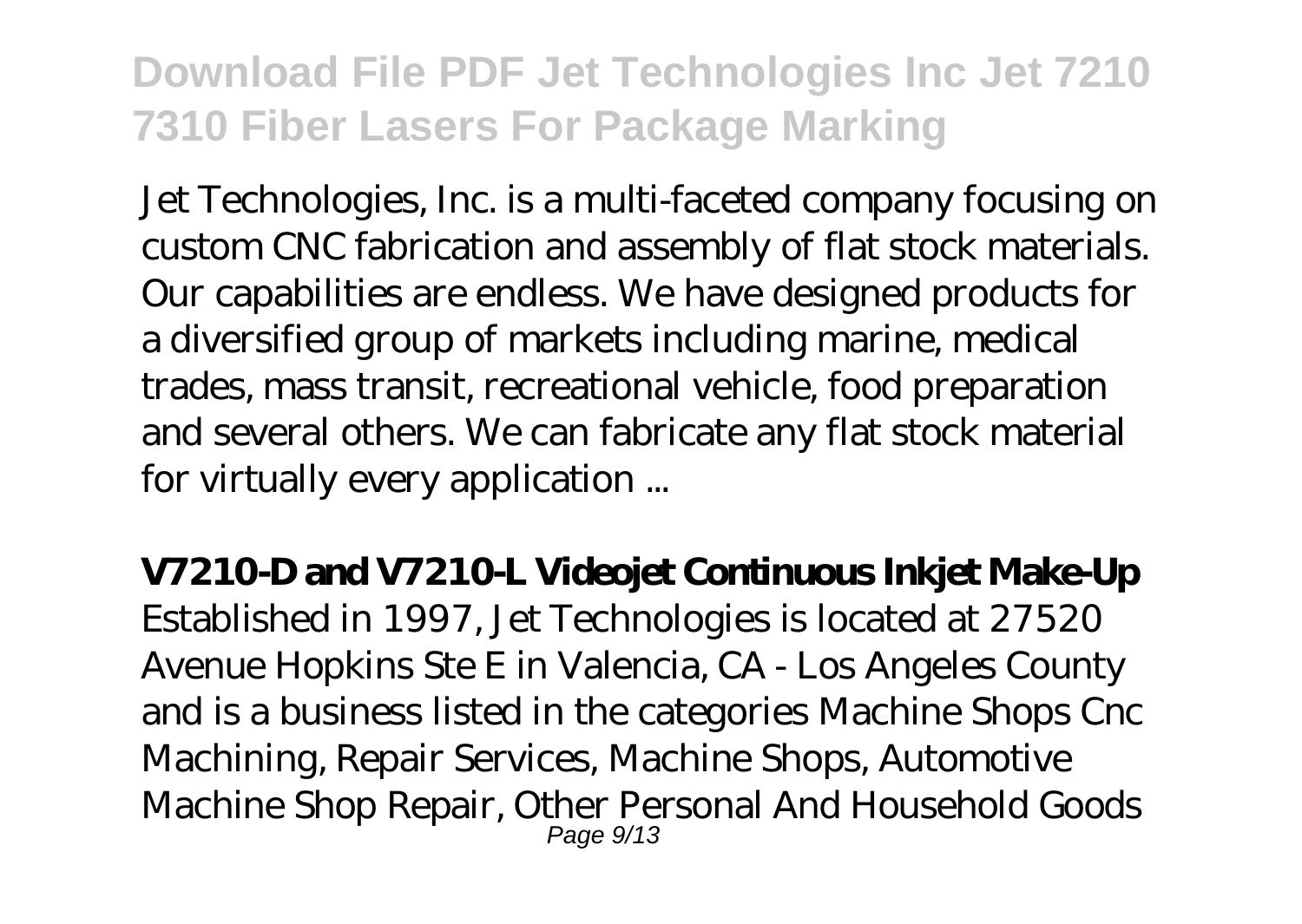Jet Technologies, Inc. is a multi-faceted company focusing on custom CNC fabrication and assembly of flat stock materials. Our capabilities are endless. We have designed products for a diversified group of markets including marine, medical trades, mass transit, recreational vehicle, food preparation and several others. We can fabricate any flat stock material for virtually every application ...

**V7210-D and V7210-L Videojet Continuous Inkjet Make-Up**

Established in 1997, Jet Technologies is located at 27520 Avenue Hopkins Ste E in Valencia, CA - Los Angeles County and is a business listed in the categories Machine Shops Cnc Machining, Repair Services, Machine Shops, Automotive Machine Shop Repair, Other Personal And Household Goods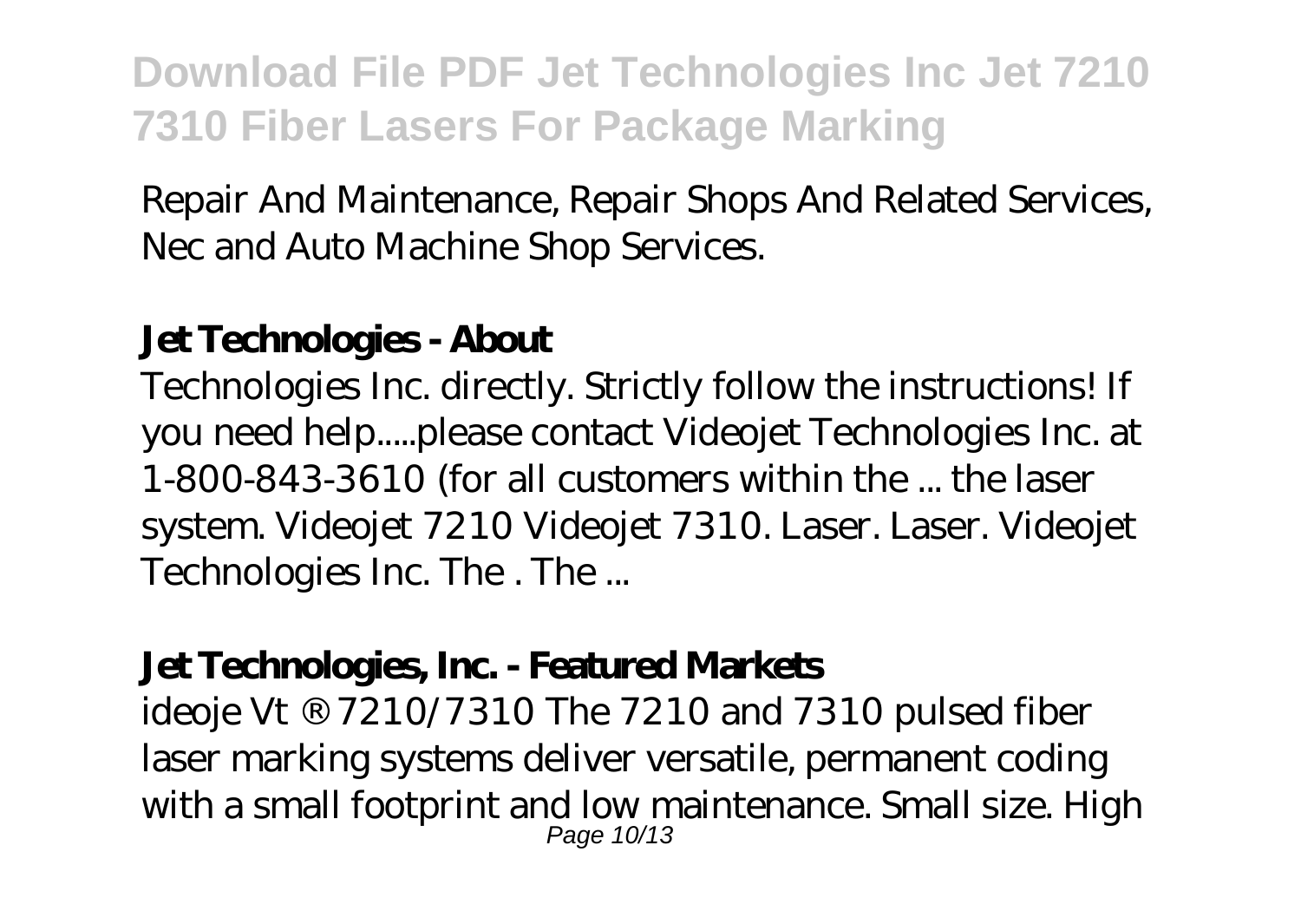Repair And Maintenance, Repair Shops And Related Services, Nec and Auto Machine Shop Services.

**Jet Technologies - About**

Technologies Inc. directly. Strictly follow the instructions! If you need help.....please contact Videojet Technologies Inc. at 1-800-843-3610 (for all customers within the ... the laser system. Videojet 7210 Videojet 7310. Laser. Laser. Videojet Technologies Inc. The . The ...

**Jet Technologies, Inc. - Featured Markets**

ideoje Vt ® 7210/7310 The 7210 and 7310 pulsed fiber laser marking systems deliver versatile, permanent coding with a small footprint and low maintenance. Small size. High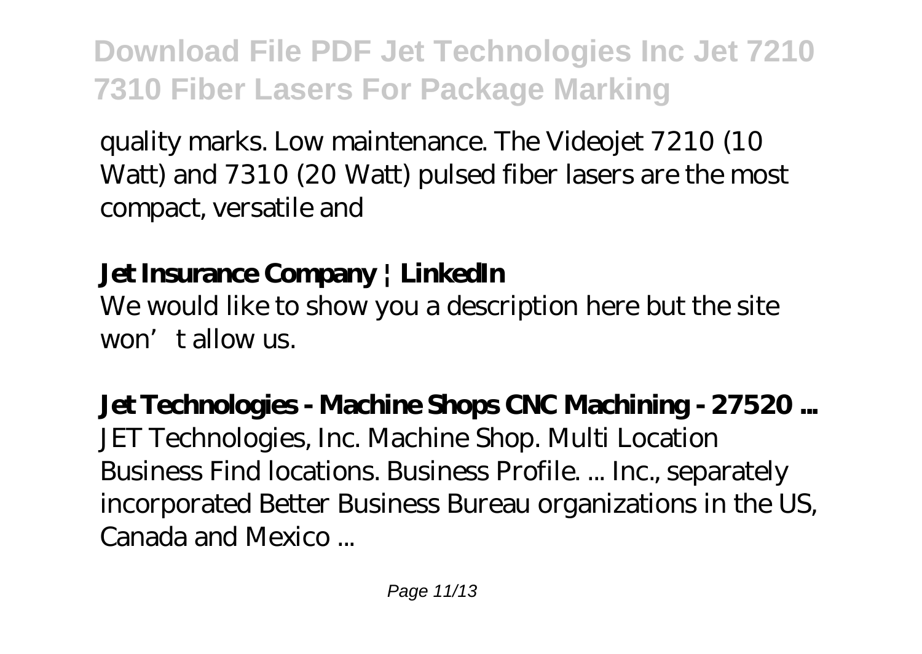quality marks. Low maintenance. The Videojet 7210 (10 Watt) and 7310 (20 Watt) pulsed fiber lasers are the most compact, versatile and

**Jet Insurance Company | LinkedIn**

We would like to show you a description here but the site won't allow us.

**Jet Technologies - Machine Shops CNC Machining - 27520 ...**

JET Technologies, Inc. Machine Shop. Multi Location Business Find locations. Business Profile. ... Inc., separately incorporated Better Business Bureau organizations in the US, Canada and Mexico ...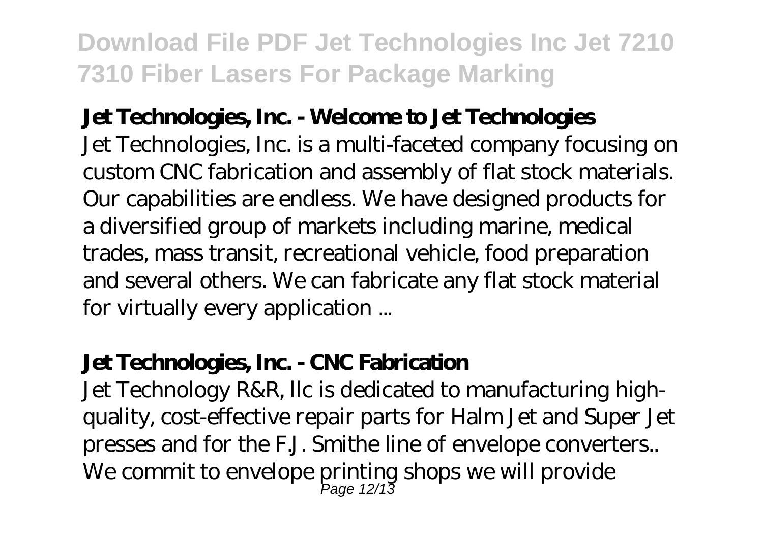**Jet Technologies, Inc. - Welcome to Jet Technologies**

Jet Technologies, Inc. is a multi-faceted company focusing on custom CNC fabrication and assembly of flat stock materials. Our capabilities are endless. We have designed products for a diversified group of markets including marine, medical trades, mass transit, recreational vehicle, food preparation and several others. We can fabricate any flat stock material for virtually every application ...

**Jet Technologies, Inc. - CNC Fabrication**

Jet Technology R&R, llc is dedicated to manufacturing high-quality, cost-effective repair parts for Halm Jet and Super Jet presses and for the F.J. Smithe line of envelope converters.. We commit to envelope printing shops we will provide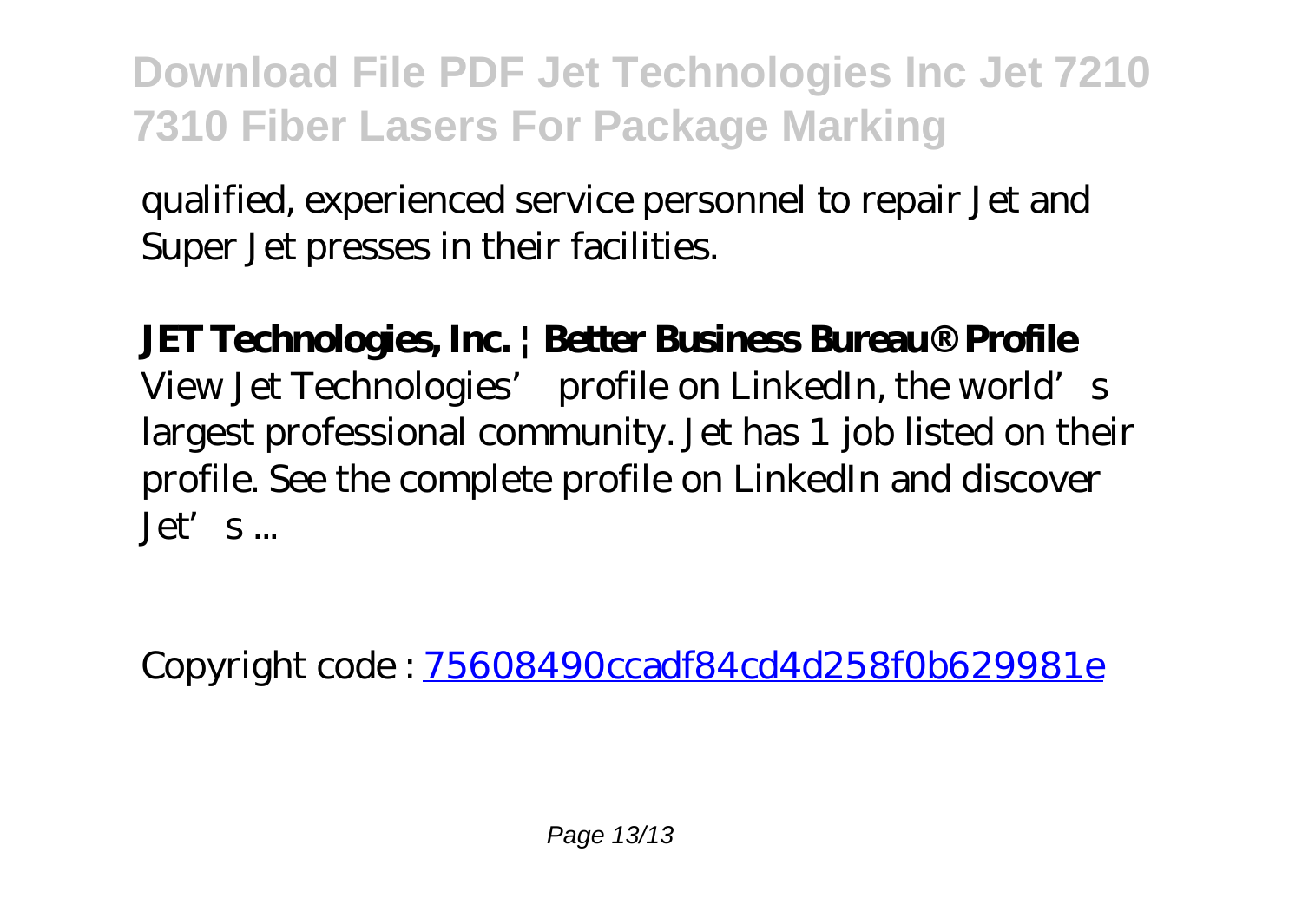qualified, experienced service personnel to repair Jet and Super Jet presses in their facilities.

**JET Technologies, Inc. | Better Business Bureau® Profile**
View Jet Technologies' profile on LinkedIn, the world's largest professional community. Jet has 1 job listed on their profile. See the complete profile on LinkedIn and discover Jet's ...

Copyright code : 75608490ccadf84cd4d258f0b629981e